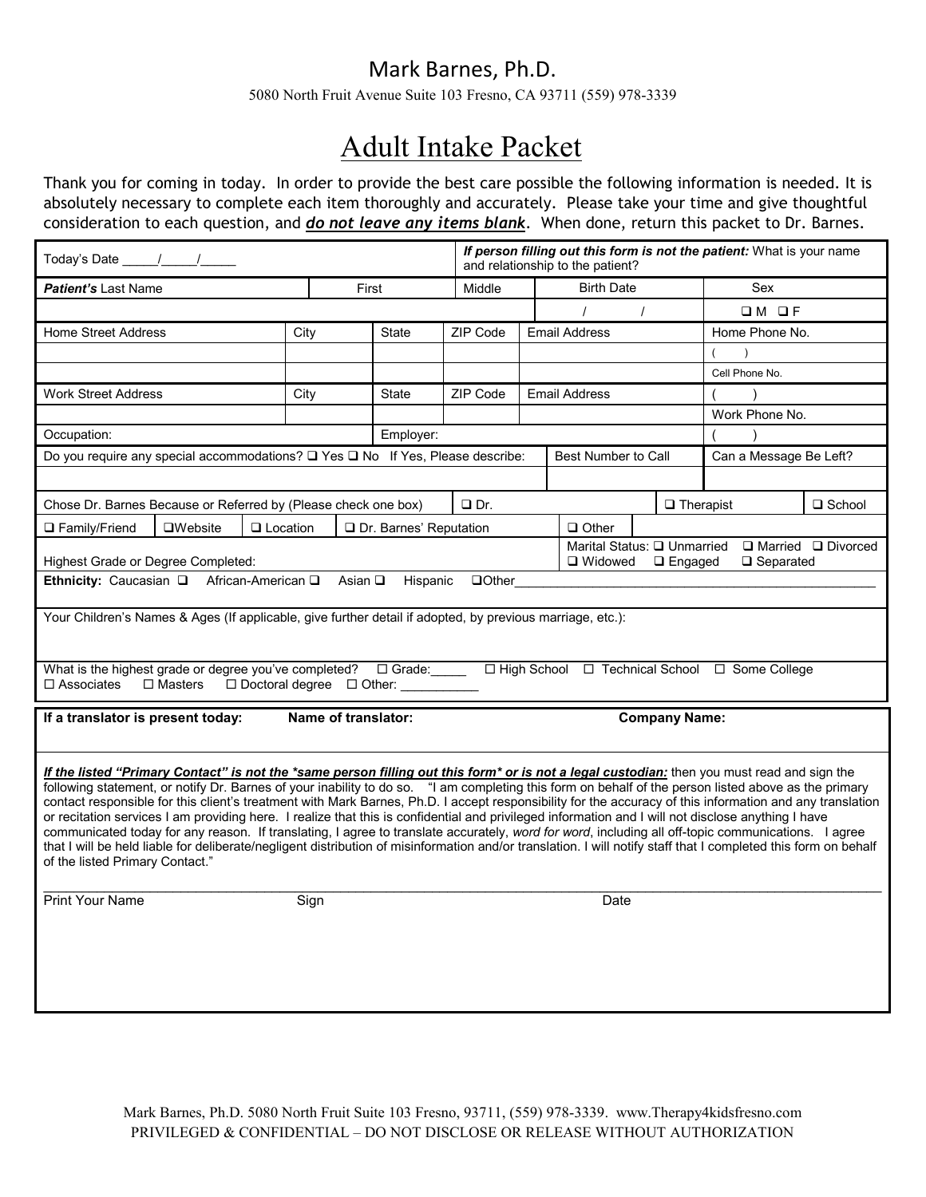## Mark Barnes, Ph.D.

5080 North Fruit Avenue Suite 103 Fresno, CA 93711 (559) 978-3339

# Adult Intake Packet

Thank you for coming in today. In order to provide the best care possible the following information is needed. It is absolutely necessary to complete each item thoroughly and accurately. Please take your time and give thoughtful consideration to each question, and ***do not leave any items blank***. When done, return this packet to Dr. Barnes.

| Today's Date _____/_____/_____ | | | | | ***If person filling out this form is not the patient:*** What is your name and relationship to the patient? | | |
|---|---|---|---|---|---|---|---|
| ***Patient's*** Last Name | | First | | Middle | Birth Date | | Sex |
| | | | | | / / | | ❑ M ❑ F |
| Home Street Address | City | State | ZIP Code | Email Address | | | Home Phone No. |
| | | | | | | | ( ) |
| | | | | | | | Cell Phone No. |
| Work Street Address | City | State | ZIP Code | Email Address | | | ( ) |
| | | | | | | | Work Phone No. |
| Occupation: | | Employer: | | | | | ( ) |
| Do you require any special accommodations? ❑ Yes ❑ No If Yes, Please describe: | | | | | Best Number to Call | | Can a Message Be Left? |
| | | | | | | | |

| Chose Dr. Barnes Because or Referred by (Please check one box) | | | | ❑ Dr. | | ❑ Therapist | ❑ School |
|---|---|---|---|---|---|---|---|
| ❑ Family/Friend | ❑Website | ❑ Location | ❑ Dr. Barnes' Reputation | | ❑ Other | | |
| Highest Grade or Degree Completed: | | | | | Marital Status: ❑ Unmarried ❑ Married ❑ Divorced ❑ Widowed ❑ Engaged ❑ Separated | | |

**Ethnicity:** Caucasian ❑ African-American ❑ Asian ❑ Hispanic ❑Other________________________________________

Your Children's Names & Ages (If applicable, give further detail if adopted, by previous marriage, etc.):

What is the highest grade or degree you've completed? ☐ Grade:_____ ☐ High School ☐ Technical School ☐ Some College ☐ Associates ☐ Masters ☐ Doctoral degree ☐ Other: ___________

**If a translator is present today:** **Name of translator:** **Company Name:**

***If the listed "Primary Contact" is not the \*same person filling out this form\* or is not a legal custodian:*** then you must read and sign the following statement, or notify Dr. Barnes of your inability to do so. "I am completing this form on behalf of the person listed above as the primary contact responsible for this client's treatment with Mark Barnes, Ph.D. I accept responsibility for the accuracy of this information and any translation or recitation services I am providing here. I realize that this is confidential and privileged information and I will not disclose anything I have communicated today for any reason. If translating, I agree to translate accurately, *word for word*, including all off-topic communications. I agree that I will be held liable for deliberate/negligent distribution of misinformation and/or translation. I will notify staff that I completed this form on behalf of the listed Primary Contact."

_______________________________________________________________________________

Print Your Name Sign Date

Mark Barnes, Ph.D. 5080 North Fruit Suite 103 Fresno, 93711, (559) 978-3339. www.Therapy4kidsfresno.com
PRIVILEGED & CONFIDENTIAL – DO NOT DISCLOSE OR RELEASE WITHOUT AUTHORIZATION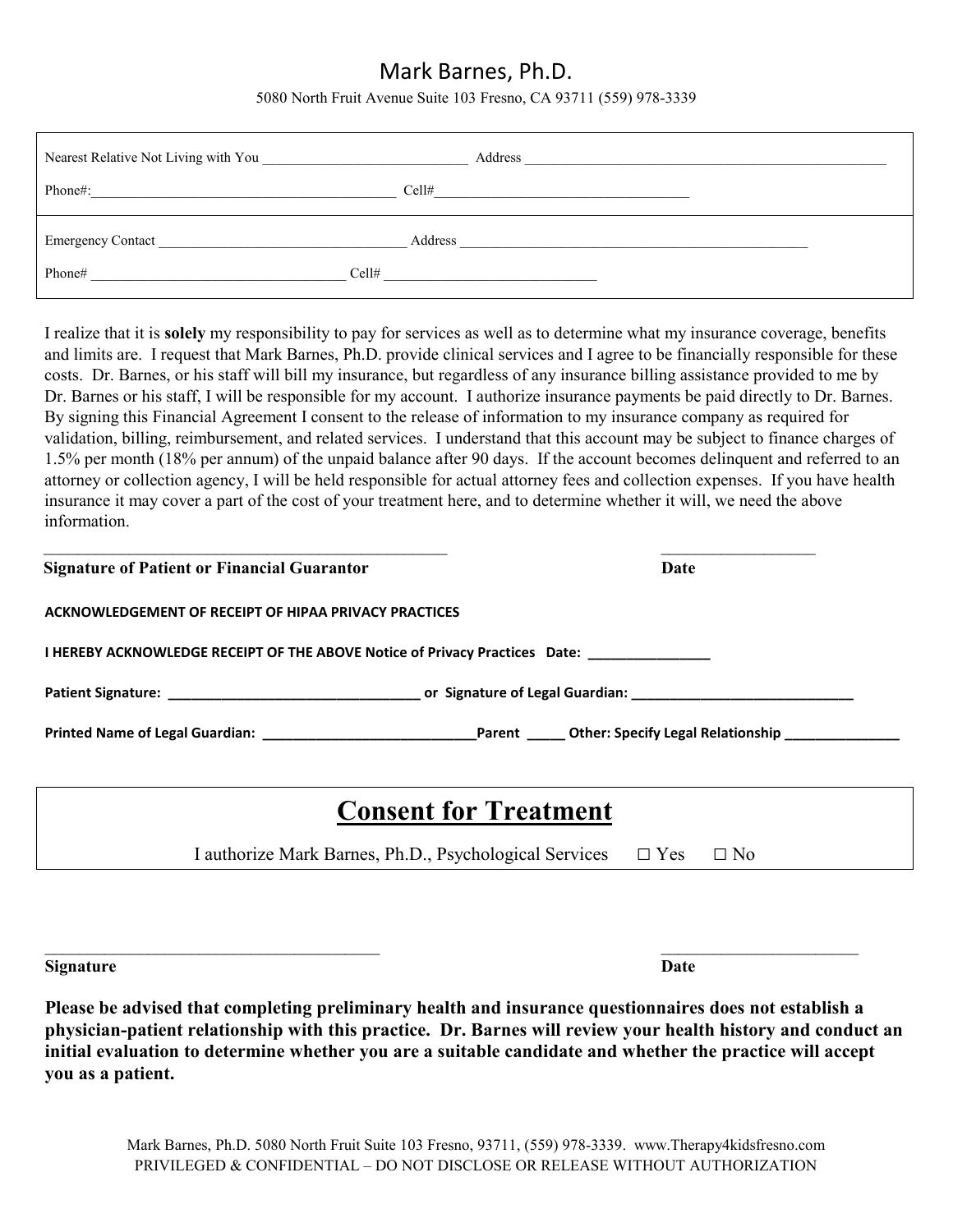# Mark Barnes, Ph.D.

5080 North Fruit Avenue Suite 103 Fresno, CA 93711 (559) 978-3339

Nearest Relative Not Living with You ______________________________ Address ____________________________________________________

Phone#:___________________________________________ Cell#____________________________________

Emergency Contact ___________________________________ Address __________________________________________________

Phone# ____________________________________ Cell# ______________________________

I realize that it is **solely** my responsibility to pay for services as well as to determine what my insurance coverage, benefits and limits are. I request that Mark Barnes, Ph.D. provide clinical services and I agree to be financially responsible for these costs. Dr. Barnes, or his staff will bill my insurance, but regardless of any insurance billing assistance provided to me by Dr. Barnes or his staff, I will be responsible for my account. I authorize insurance payments be paid directly to Dr. Barnes. By signing this Financial Agreement I consent to the release of information to my insurance company as required for validation, billing, reimbursement, and related services. I understand that this account may be subject to finance charges of 1.5% per month (18% per annum) of the unpaid balance after 90 days. If the account becomes delinquent and referred to an attorney or collection agency, I will be held responsible for actual attorney fees and collection expenses. If you have health insurance it may cover a part of the cost of your treatment here, and to determine whether it will, we need the above information.

_________________________________________________ ___________________

**Signature of Patient or Financial Guarantor** **Date**

**ACKNOWLEDGEMENT OF RECEIPT OF HIPAA PRIVACY PRACTICES**

**I HEREBY ACKNOWLEDGE RECEIPT OF THE ABOVE Notice of Privacy Practices Date: ________________**

**Patient Signature: _________________________________ or Signature of Legal Guardian: _____________________________**

**Printed Name of Legal Guardian: ____________________________Parent _____ Other: Specify Legal Relationship _______________**

## Consent for Treatment

I authorize Mark Barnes, Ph.D., Psychological Services ☐ Yes ☐ No

_________________________________________ ________________________

**Signature** **Date**

**Please be advised that completing preliminary health and insurance questionnaires does not establish a physician-patient relationship with this practice. Dr. Barnes will review your health history and conduct an initial evaluation to determine whether you are a suitable candidate and whether the practice will accept you as a patient.**

Mark Barnes, Ph.D. 5080 North Fruit Suite 103 Fresno, 93711, (559) 978-3339. www.Therapy4kidsfresno.com
PRIVILEGED & CONFIDENTIAL – DO NOT DISCLOSE OR RELEASE WITHOUT AUTHORIZATION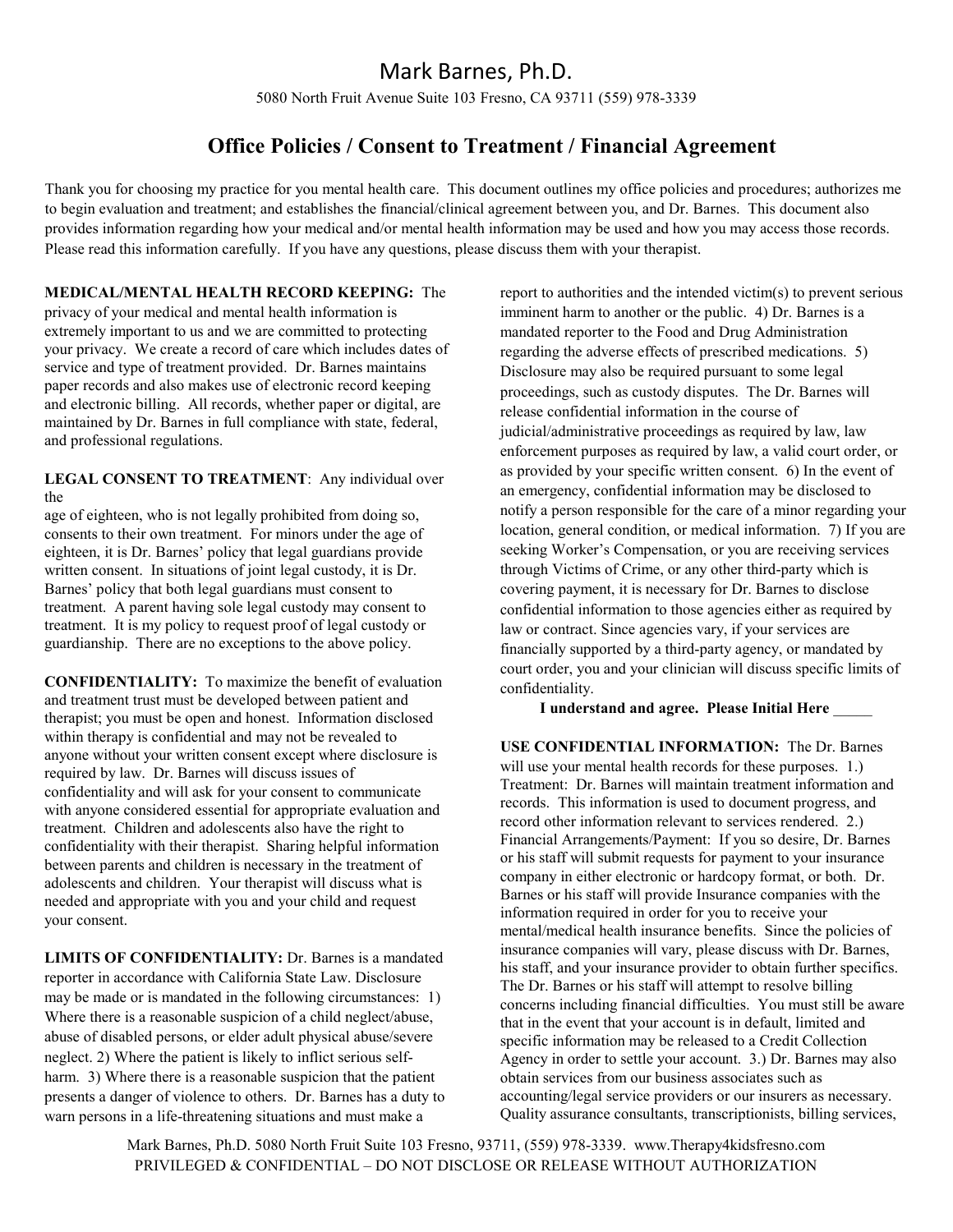# Mark Barnes, Ph.D.

5080 North Fruit Avenue Suite 103 Fresno, CA 93711 (559) 978-3339

## Office Policies / Consent to Treatment / Financial Agreement

Thank you for choosing my practice for you mental health care. This document outlines my office policies and procedures; authorizes me to begin evaluation and treatment; and establishes the financial/clinical agreement between you, and Dr. Barnes. This document also provides information regarding how your medical and/or mental health information may be used and how you may access those records. Please read this information carefully. If you have any questions, please discuss them with your therapist.

**MEDICAL/MENTAL HEALTH RECORD KEEPING:** The privacy of your medical and mental health information is extremely important to us and we are committed to protecting your privacy. We create a record of care which includes dates of service and type of treatment provided. Dr. Barnes maintains paper records and also makes use of electronic record keeping and electronic billing. All records, whether paper or digital, are maintained by Dr. Barnes in full compliance with state, federal, and professional regulations.

**LEGAL CONSENT TO TREATMENT**: Any individual over the age of eighteen, who is not legally prohibited from doing so, consents to their own treatment. For minors under the age of eighteen, it is Dr. Barnes' policy that legal guardians provide written consent. In situations of joint legal custody, it is Dr. Barnes' policy that both legal guardians must consent to treatment. A parent having sole legal custody may consent to treatment. It is my policy to request proof of legal custody or guardianship. There are no exceptions to the above policy.

**CONFIDENTIALITY:** To maximize the benefit of evaluation and treatment trust must be developed between patient and therapist; you must be open and honest. Information disclosed within therapy is confidential and may not be revealed to anyone without your written consent except where disclosure is required by law. Dr. Barnes will discuss issues of confidentiality and will ask for your consent to communicate with anyone considered essential for appropriate evaluation and treatment. Children and adolescents also have the right to confidentiality with their therapist. Sharing helpful information between parents and children is necessary in the treatment of adolescents and children. Your therapist will discuss what is needed and appropriate with you and your child and request your consent.

**LIMITS OF CONFIDENTIALITY:** Dr. Barnes is a mandated reporter in accordance with California State Law. Disclosure may be made or is mandated in the following circumstances: 1) Where there is a reasonable suspicion of a child neglect/abuse, abuse of disabled persons, or elder adult physical abuse/severe neglect. 2) Where the patient is likely to inflict serious self-harm. 3) Where there is a reasonable suspicion that the patient presents a danger of violence to others. Dr. Barnes has a duty to warn persons in a life-threatening situations and must make a report to authorities and the intended victim(s) to prevent serious imminent harm to another or the public. 4) Dr. Barnes is a mandated reporter to the Food and Drug Administration regarding the adverse effects of prescribed medications. 5) Disclosure may also be required pursuant to some legal proceedings, such as custody disputes. The Dr. Barnes will release confidential information in the course of judicial/administrative proceedings as required by law, law enforcement purposes as required by law, a valid court order, or as provided by your specific written consent. 6) In the event of an emergency, confidential information may be disclosed to notify a person responsible for the care of a minor regarding your location, general condition, or medical information. 7) If you are seeking Worker's Compensation, or you are receiving services through Victims of Crime, or any other third-party which is covering payment, it is necessary for Dr. Barnes to disclose confidential information to those agencies either as required by law or contract. Since agencies vary, if your services are financially supported by a third-party agency, or mandated by court order, you and your clinician will discuss specific limits of confidentiality.

**I understand and agree. Please Initial Here _____**

**USE CONFIDENTIAL INFORMATION:** The Dr. Barnes will use your mental health records for these purposes. 1.) Treatment: Dr. Barnes will maintain treatment information and records. This information is used to document progress, and record other information relevant to services rendered. 2.) Financial Arrangements/Payment: If you so desire, Dr. Barnes or his staff will submit requests for payment to your insurance company in either electronic or hardcopy format, or both. Dr. Barnes or his staff will provide Insurance companies with the information required in order for you to receive your mental/medical health insurance benefits. Since the policies of insurance companies will vary, please discuss with Dr. Barnes, his staff, and your insurance provider to obtain further specifics. The Dr. Barnes or his staff will attempt to resolve billing concerns including financial difficulties. You must still be aware that in the event that your account is in default, limited and specific information may be released to a Credit Collection Agency in order to settle your account. 3.) Dr. Barnes may also obtain services from our business associates such as accounting/legal service providers or our insurers as necessary. Quality assurance consultants, transcriptionists, billing services,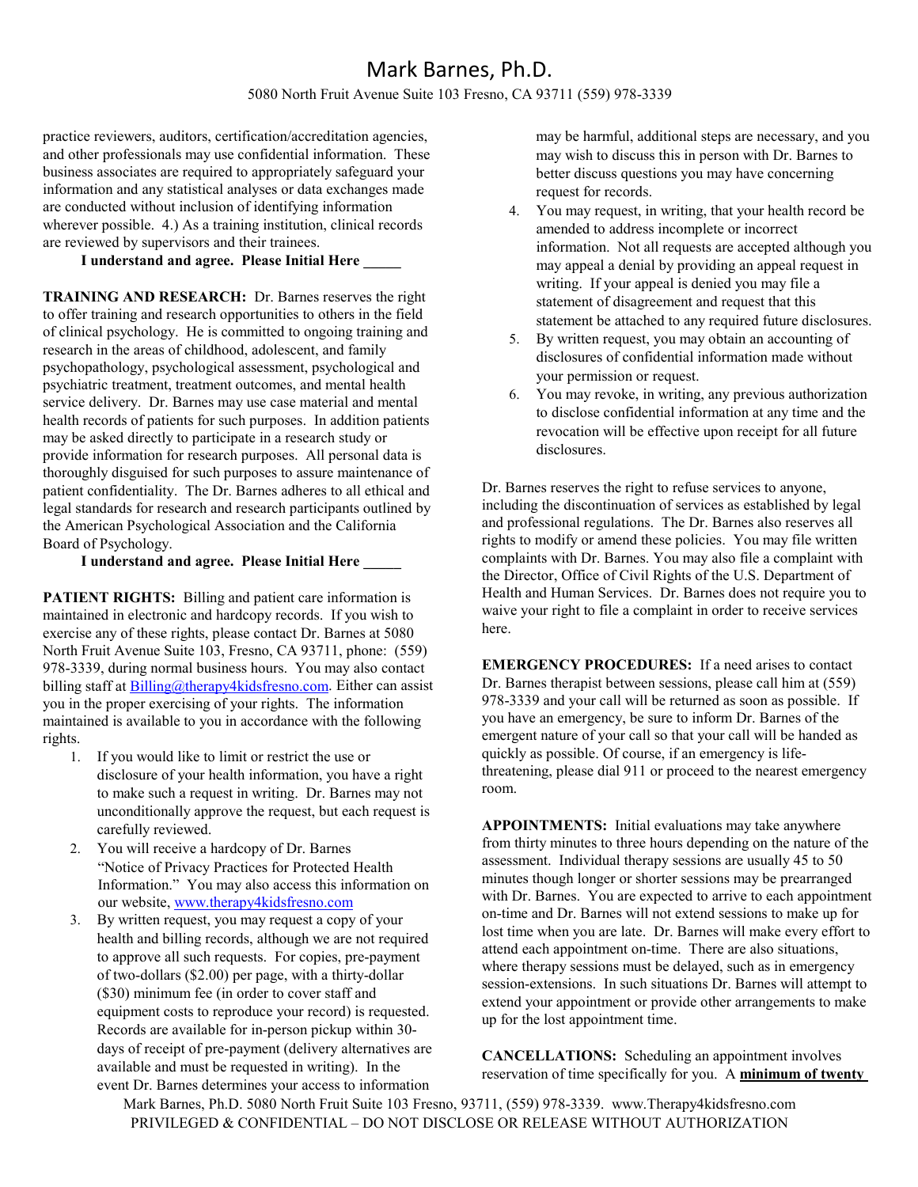practice reviewers, auditors, certification/accreditation agencies, and other professionals may use confidential information. These business associates are required to appropriately safeguard your information and any statistical analyses or data exchanges made are conducted without inclusion of identifying information wherever possible. 4.) As a training institution, clinical records are reviewed by supervisors and their trainees.

**I understand and agree. Please Initial Here _____**

**TRAINING AND RESEARCH:** Dr. Barnes reserves the right to offer training and research opportunities to others in the field of clinical psychology. He is committed to ongoing training and research in the areas of childhood, adolescent, and family psychopathology, psychological assessment, psychological and psychiatric treatment, treatment outcomes, and mental health service delivery. Dr. Barnes may use case material and mental health records of patients for such purposes. In addition patients may be asked directly to participate in a research study or provide information for research purposes. All personal data is thoroughly disguised for such purposes to assure maintenance of patient confidentiality. The Dr. Barnes adheres to all ethical and legal standards for research and research participants outlined by the American Psychological Association and the California Board of Psychology.

**I understand and agree. Please Initial Here _____**

**PATIENT RIGHTS:** Billing and patient care information is maintained in electronic and hardcopy records. If you wish to exercise any of these rights, please contact Dr. Barnes at 5080 North Fruit Avenue Suite 103, Fresno, CA 93711, phone: (559) 978-3339, during normal business hours. You may also contact billing staff at Billing@therapy4kidsfresno.com. Either can assist you in the proper exercising of your rights. The information maintained is available to you in accordance with the following rights.

1. If you would like to limit or restrict the use or disclosure of your health information, you have a right to make such a request in writing. Dr. Barnes may not unconditionally approve the request, but each request is carefully reviewed.
2. You will receive a hardcopy of Dr. Barnes "Notice of Privacy Practices for Protected Health Information." You may also access this information on our website, www.therapy4kidsfresno.com
3. By written request, you may request a copy of your health and billing records, although we are not required to approve all such requests. For copies, pre-payment of two-dollars ($2.00) per page, with a thirty-dollar ($30) minimum fee (in order to cover staff and equipment costs to reproduce your record) is requested. Records are available for in-person pickup within 30-days of receipt of pre-payment (delivery alternatives are available and must be requested in writing). In the event Dr. Barnes determines your access to information may be harmful, additional steps are necessary, and you may wish to discuss this in person with Dr. Barnes to better discuss questions you may have concerning request for records.
4. You may request, in writing, that your health record be amended to address incomplete or incorrect information. Not all requests are accepted although you may appeal a denial by providing an appeal request in writing. If your appeal is denied you may file a statement of disagreement and request that this statement be attached to any required future disclosures.
5. By written request, you may obtain an accounting of disclosures of confidential information made without your permission or request.
6. You may revoke, in writing, any previous authorization to disclose confidential information at any time and the revocation will be effective upon receipt for all future disclosures.

Dr. Barnes reserves the right to refuse services to anyone, including the discontinuation of services as established by legal and professional regulations. The Dr. Barnes also reserves all rights to modify or amend these policies. You may file written complaints with Dr. Barnes. You may also file a complaint with the Director, Office of Civil Rights of the U.S. Department of Health and Human Services. Dr. Barnes does not require you to waive your right to file a complaint in order to receive services here.

**EMERGENCY PROCEDURES:** If a need arises to contact Dr. Barnes therapist between sessions, please call him at (559) 978-3339 and your call will be returned as soon as possible. If you have an emergency, be sure to inform Dr. Barnes of the emergent nature of your call so that your call will be handed as quickly as possible. Of course, if an emergency is life-threatening, please dial 911 or proceed to the nearest emergency room.

**APPOINTMENTS:** Initial evaluations may take anywhere from thirty minutes to three hours depending on the nature of the assessment. Individual therapy sessions are usually 45 to 50 minutes though longer or shorter sessions may be prearranged with Dr. Barnes. You are expected to arrive to each appointment on-time and Dr. Barnes will not extend sessions to make up for lost time when you are late. Dr. Barnes will make every effort to attend each appointment on-time. There are also situations, where therapy sessions must be delayed, such as in emergency session-extensions. In such situations Dr. Barnes will attempt to extend your appointment or provide other arrangements to make up for the lost appointment time.

**CANCELLATIONS:** Scheduling an appointment involves reservation of time specifically for you. A **minimum of twenty**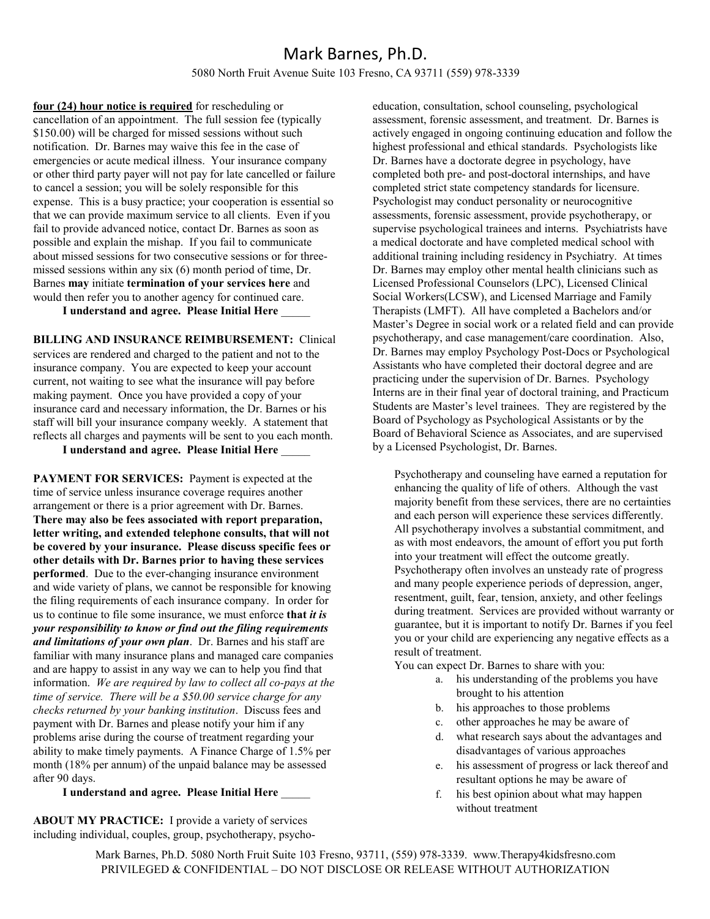**four (24) hour notice is required** for rescheduling or cancellation of an appointment. The full session fee (typically $150.00) will be charged for missed sessions without such notification. Dr. Barnes may waive this fee in the case of emergencies or acute medical illness. Your insurance company or other third party payer will not pay for late cancelled or failure to cancel a session; you will be solely responsible for this expense. This is a busy practice; your cooperation is essential so that we can provide maximum service to all clients. Even if you fail to provide advanced notice, contact Dr. Barnes as soon as possible and explain the mishap. If you fail to communicate about missed sessions for two consecutive sessions or for three-missed sessions within any six (6) month period of time, Dr. Barnes **may** initiate **termination of your services here** and would then refer you to another agency for continued care.

**I understand and agree. Please Initial Here _____**

**BILLING AND INSURANCE REIMBURSEMENT:** Clinical services are rendered and charged to the patient and not to the insurance company. You are expected to keep your account current, not waiting to see what the insurance will pay before making payment. Once you have provided a copy of your insurance card and necessary information, the Dr. Barnes or his staff will bill your insurance company weekly. A statement that reflects all charges and payments will be sent to you each month.

**I understand and agree. Please Initial Here _____**

**PAYMENT FOR SERVICES:** Payment is expected at the time of service unless insurance coverage requires another arrangement or there is a prior agreement with Dr. Barnes. **There may also be fees associated with report preparation, letter writing, and extended telephone consults, that will not be covered by your insurance. Please discuss specific fees or other details with Dr. Barnes prior to having these services performed**. Due to the ever-changing insurance environment and wide variety of plans, we cannot be responsible for knowing the filing requirements of each insurance company. In order for us to continue to file some insurance, we must enforce **that *it is your responsibility to know or find out the filing requirements and limitations of your own plan***. Dr. Barnes and his staff are familiar with many insurance plans and managed care companies and are happy to assist in any way we can to help you find that information. *We are required by law to collect all co-pays at the time of service. There will be a $50.00 service charge for any checks returned by your banking institution*. Discuss fees and payment with Dr. Barnes and please notify your him if any problems arise during the course of treatment regarding your ability to make timely payments. A Finance Charge of 1.5% per month (18% per annum) of the unpaid balance may be assessed after 90 days.

**I understand and agree. Please Initial Here _____**

**ABOUT MY PRACTICE:** I provide a variety of services including individual, couples, group, psychotherapy, psycho-education, consultation, school counseling, psychological assessment, forensic assessment, and treatment. Dr. Barnes is actively engaged in ongoing continuing education and follow the highest professional and ethical standards. Psychologists like Dr. Barnes have a doctorate degree in psychology, have completed both pre- and post-doctoral internships, and have completed strict state competency standards for licensure. Psychologist may conduct personality or neurocognitive assessments, forensic assessment, provide psychotherapy, or supervise psychological trainees and interns. Psychiatrists have a medical doctorate and have completed medical school with additional training including residency in Psychiatry. At times Dr. Barnes may employ other mental health clinicians such as Licensed Professional Counselors (LPC), Licensed Clinical Social Workers(LCSW), and Licensed Marriage and Family Therapists (LMFT). All have completed a Bachelors and/or Master's Degree in social work or a related field and can provide psychotherapy, and case management/care coordination. Also, Dr. Barnes may employ Psychology Post-Docs or Psychological Assistants who have completed their doctoral degree and are practicing under the supervision of Dr. Barnes. Psychology Interns are in their final year of doctoral training, and Practicum Students are Master's level trainees. They are registered by the Board of Psychology as Psychological Assistants or by the Board of Behavioral Science as Associates, and are supervised by a Licensed Psychologist, Dr. Barnes.

Psychotherapy and counseling have earned a reputation for enhancing the quality of life of others. Although the vast majority benefit from these services, there are no certainties and each person will experience these services differently. All psychotherapy involves a substantial commitment, and as with most endeavors, the amount of effort you put forth into your treatment will effect the outcome greatly. Psychotherapy often involves an unsteady rate of progress and many people experience periods of depression, anger, resentment, guilt, fear, tension, anxiety, and other feelings during treatment. Services are provided without warranty or guarantee, but it is important to notify Dr. Barnes if you feel you or your child are experiencing any negative effects as a result of treatment.

You can expect Dr. Barnes to share with you:

a. his understanding of the problems you have brought to his attention
b. his approaches to those problems
c. other approaches he may be aware of
d. what research says about the advantages and disadvantages of various approaches
e. his assessment of progress or lack thereof and resultant options he may be aware of
f. his best opinion about what may happen without treatment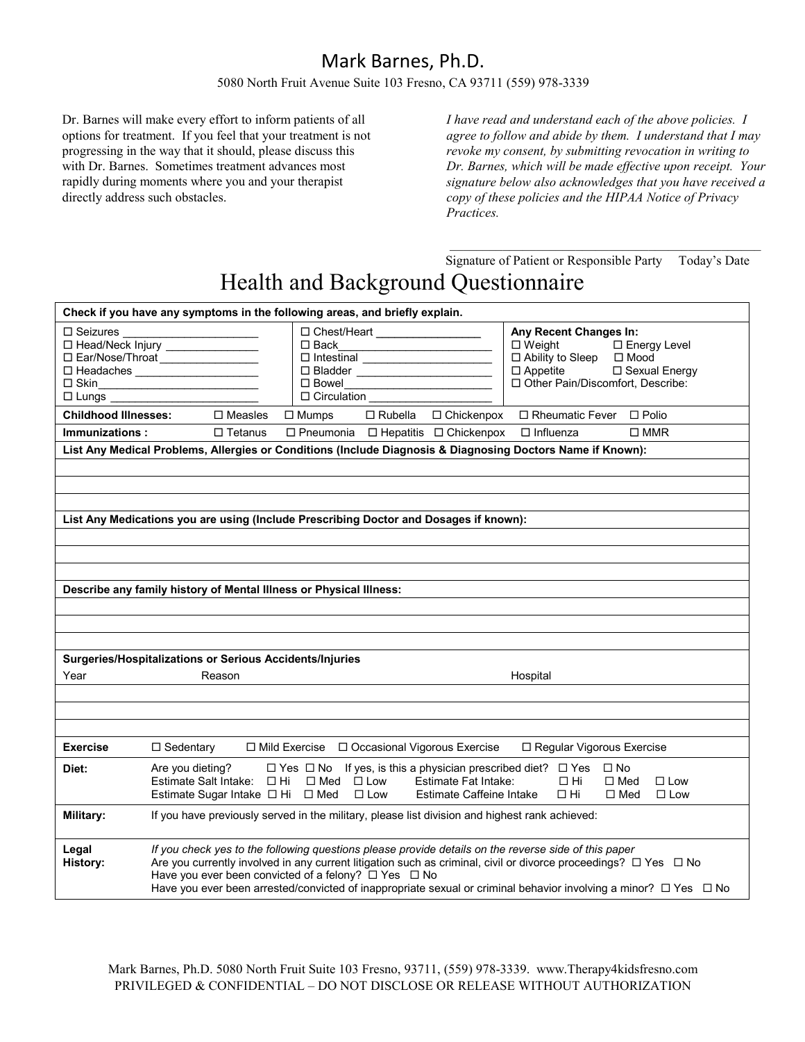# Mark Barnes, Ph.D.

5080 North Fruit Avenue Suite 103 Fresno, CA 93711 (559) 978-3339

Dr. Barnes will make every effort to inform patients of all options for treatment. If you feel that your treatment is not progressing in the way that it should, please discuss this with Dr. Barnes. Sometimes treatment advances most rapidly during moments where you and your therapist directly address such obstacles.

*I have read and understand each of the above policies. I agree to follow and abide by them. I understand that I may revoke my consent, by submitting revocation in writing to Dr. Barnes, which will be made effective upon receipt. Your signature below also acknowledges that you have received a copy of these policies and the HIPAA Notice of Privacy Practices.*

_______________________________________________

Signature of Patient or Responsible Party     Today's Date

# Health and Background Questionnaire

**Check if you have any symptoms in the following areas, and briefly explain.**

| | | |
|---|---|---|
| ☐ Seizures ____________ | ☐ Chest/Heart ____________ | **Any Recent Changes In:** |
| ☐ Head/Neck Injury ____________ | ☐ Back ____________ | ☐ Weight ☐ Energy Level |
| ☐ Ear/Nose/Throat ____________ | ☐ Intestinal ____________ | ☐ Ability to Sleep ☐ Mood |
| ☐ Headaches ____________ | ☐ Bladder ____________ | ☐ Appetite ☐ Sexual Energy |
| ☐ Skin ____________ | ☐ Bowel ____________ | ☐ Other Pain/Discomfort, Describe: |
| ☐ Lungs ____________ | ☐ Circulation ____________ | |

**Childhood Illnesses:** ☐ Measles ☐ Mumps ☐ Rubella ☐ Chickenpox ☐ Rheumatic Fever ☐ Polio

**Immunizations :** ☐ Tetanus ☐ Pneumonia ☐ Hepatitis ☐ Chickenpox ☐ Influenza ☐ MMR

**List Any Medical Problems, Allergies or Conditions (Include Diagnosis & Diagnosing Doctors Name if Known):**

**List Any Medications you are using (Include Prescribing Doctor and Dosages if known):**

**Describe any family history of Mental Illness or Physical Illness:**

**Surgeries/Hospitalizations or Serious Accidents/Injuries**

| Year | Reason | Hospital |
|---|---|---|
| | | |
| | | |
| | | |

**Exercise** ☐ Sedentary ☐ Mild Exercise ☐ Occasional Vigorous Exercise ☐ Regular Vigorous Exercise

**Diet:**
Are you dieting? ☐ Yes ☐ No If yes, is this a physician prescribed diet? ☐ Yes ☐ No
Estimate Salt Intake: ☐ Hi ☐ Med ☐ Low Estimate Fat Intake: ☐ Hi ☐ Med ☐ Low
Estimate Sugar Intake ☐ Hi ☐ Med ☐ Low Estimate Caffeine Intake ☐ Hi ☐ Med ☐ Low

**Military:** If you have previously served in the military, please list division and highest rank achieved:

**Legal History:**
*If you check yes to the following questions please provide details on the reverse side of this paper*
Are you currently involved in any current litigation such as criminal, civil or divorce proceedings? ☐ Yes ☐ No
Have you ever been convicted of a felony? ☐ Yes ☐ No
Have you ever been arrested/convicted of inappropriate sexual or criminal behavior involving a minor? ☐ Yes ☐ No

Mark Barnes, Ph.D. 5080 North Fruit Suite 103 Fresno, 93711, (559) 978-3339. www.Therapy4kidsfresno.com
PRIVILEGED & CONFIDENTIAL – DO NOT DISCLOSE OR RELEASE WITHOUT AUTHORIZATION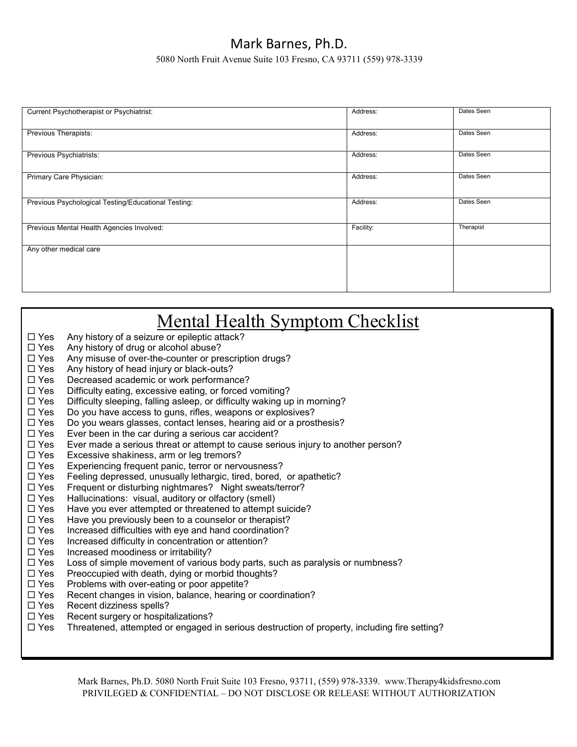## Mark Barnes, Ph.D.

5080 North Fruit Avenue Suite 103 Fresno, CA 93711 (559) 978-3339

| Current Psychotherapist or Psychiatrist: | Address: | Dates Seen |
|---|---|---|
| Previous Therapists: | Address: | Dates Seen |
| Previous Psychiatrists: | Address: | Dates Seen |
| Primary Care Physician: | Address: | Dates Seen |
| Previous Psychological Testing/Educational Testing: | Address: | Dates Seen |
| Previous Mental Health Agencies Involved: | Facility: | Therapist |
| Any other medical care | | |

# Mental Health Symptom Checklist

- ☐ Yes Any history of a seizure or epileptic attack?
- ☐ Yes Any history of drug or alcohol abuse?
- ☐ Yes Any misuse of over-the-counter or prescription drugs?
- ☐ Yes Any history of head injury or black-outs?
- ☐ Yes Decreased academic or work performance?
- ☐ Yes Difficulty eating, excessive eating, or forced vomiting?
- ☐ Yes Difficulty sleeping, falling asleep, or difficulty waking up in morning?
- ☐ Yes Do you have access to guns, rifles, weapons or explosives?
- ☐ Yes Do you wears glasses, contact lenses, hearing aid or a prosthesis?
- ☐ Yes Ever been in the car during a serious car accident?
- ☐ Yes Ever made a serious threat or attempt to cause serious injury to another person?
- ☐ Yes Excessive shakiness, arm or leg tremors?
- ☐ Yes Experiencing frequent panic, terror or nervousness?
- ☐ Yes Feeling depressed, unusually lethargic, tired, bored, or apathetic?
- ☐ Yes Frequent or disturbing nightmares? Night sweats/terror?
- ☐ Yes Hallucinations: visual, auditory or olfactory (smell)
- ☐ Yes Have you ever attempted or threatened to attempt suicide?
- ☐ Yes Have you previously been to a counselor or therapist?
- ☐ Yes Increased difficulties with eye and hand coordination?
- ☐ Yes Increased difficulty in concentration or attention?
- ☐ Yes Increased moodiness or irritability?
- ☐ Yes Loss of simple movement of various body parts, such as paralysis or numbness?
- ☐ Yes Preoccupied with death, dying or morbid thoughts?
- ☐ Yes Problems with over-eating or poor appetite?
- ☐ Yes Recent changes in vision, balance, hearing or coordination?
- ☐ Yes Recent dizziness spells?
- ☐ Yes Recent surgery or hospitalizations?
- ☐ Yes Threatened, attempted or engaged in serious destruction of property, including fire setting?

Mark Barnes, Ph.D. 5080 North Fruit Suite 103 Fresno, 93711, (559) 978-3339. www.Therapy4kidsfresno.com
PRIVILEGED & CONFIDENTIAL – DO NOT DISCLOSE OR RELEASE WITHOUT AUTHORIZATION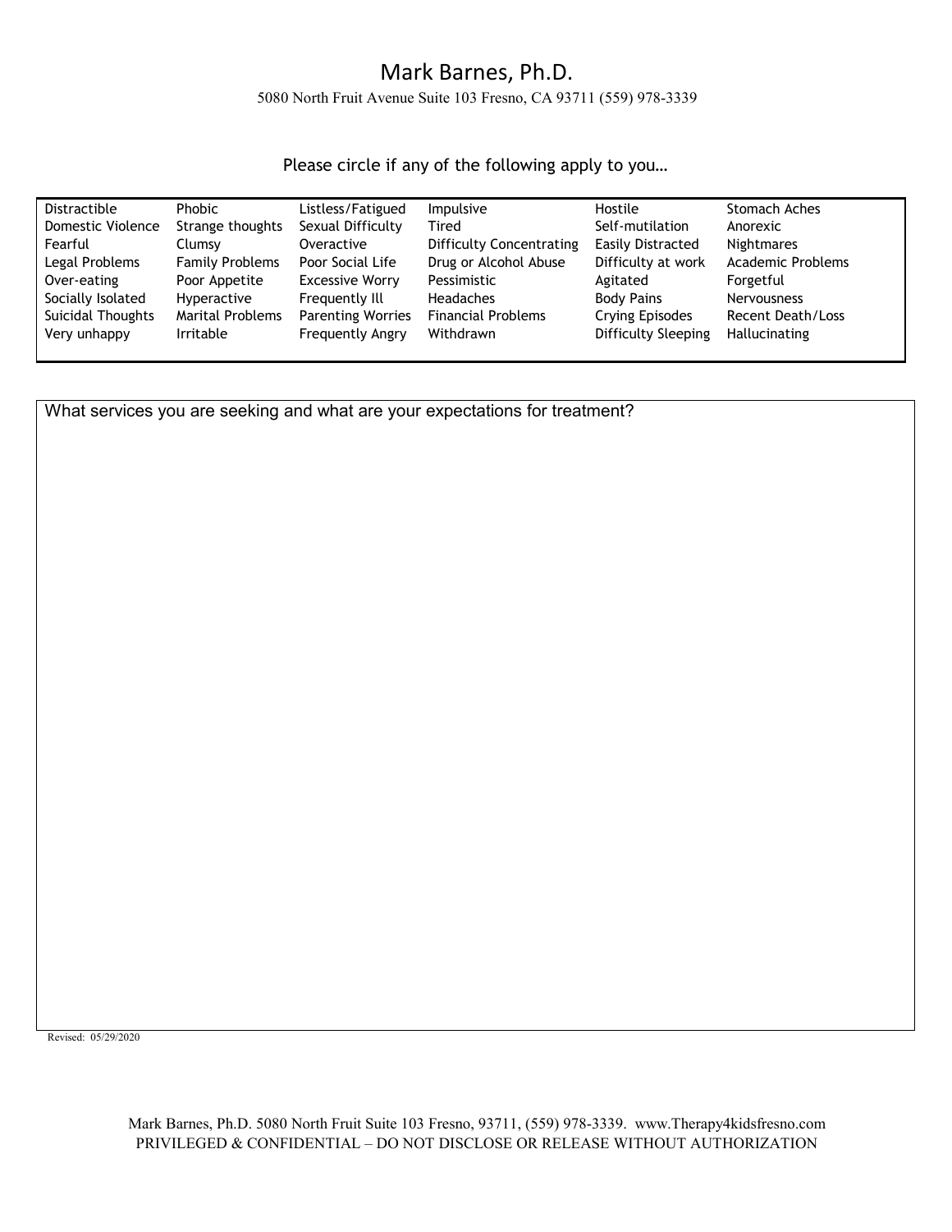# Mark Barnes, Ph.D.

5080 North Fruit Avenue Suite 103 Fresno, CA 93711 (559) 978-3339

Please circle if any of the following apply to you…

| | | | | | |
|---|---|---|---|---|---|
| Distractible | Phobic | Listless/Fatigued | Impulsive | Hostile | Stomach Aches |
| Domestic Violence | Strange thoughts | Sexual Difficulty | Tired | Self-mutilation | Anorexic |
| Fearful | Clumsy | Overactive | Difficulty Concentrating | Easily Distracted | Nightmares |
| Legal Problems | Family Problems | Poor Social Life | Drug or Alcohol Abuse | Difficulty at work | Academic Problems |
| Over-eating | Poor Appetite | Excessive Worry | Pessimistic | Agitated | Forgetful |
| Socially Isolated | Hyperactive | Frequently Ill | Headaches | Body Pains | Nervousness |
| Suicidal Thoughts | Marital Problems | Parenting Worries | Financial Problems | Crying Episodes | Recent Death/Loss |
| Very unhappy | Irritable | Frequently Angry | Withdrawn | Difficulty Sleeping | Hallucinating |

What services you are seeking and what are your expectations for treatment?

Revised: 05/29/2020

Mark Barnes, Ph.D. 5080 North Fruit Suite 103 Fresno, 93711, (559) 978-3339. www.Therapy4kidsfresno.com
PRIVILEGED & CONFIDENTIAL – DO NOT DISCLOSE OR RELEASE WITHOUT AUTHORIZATION